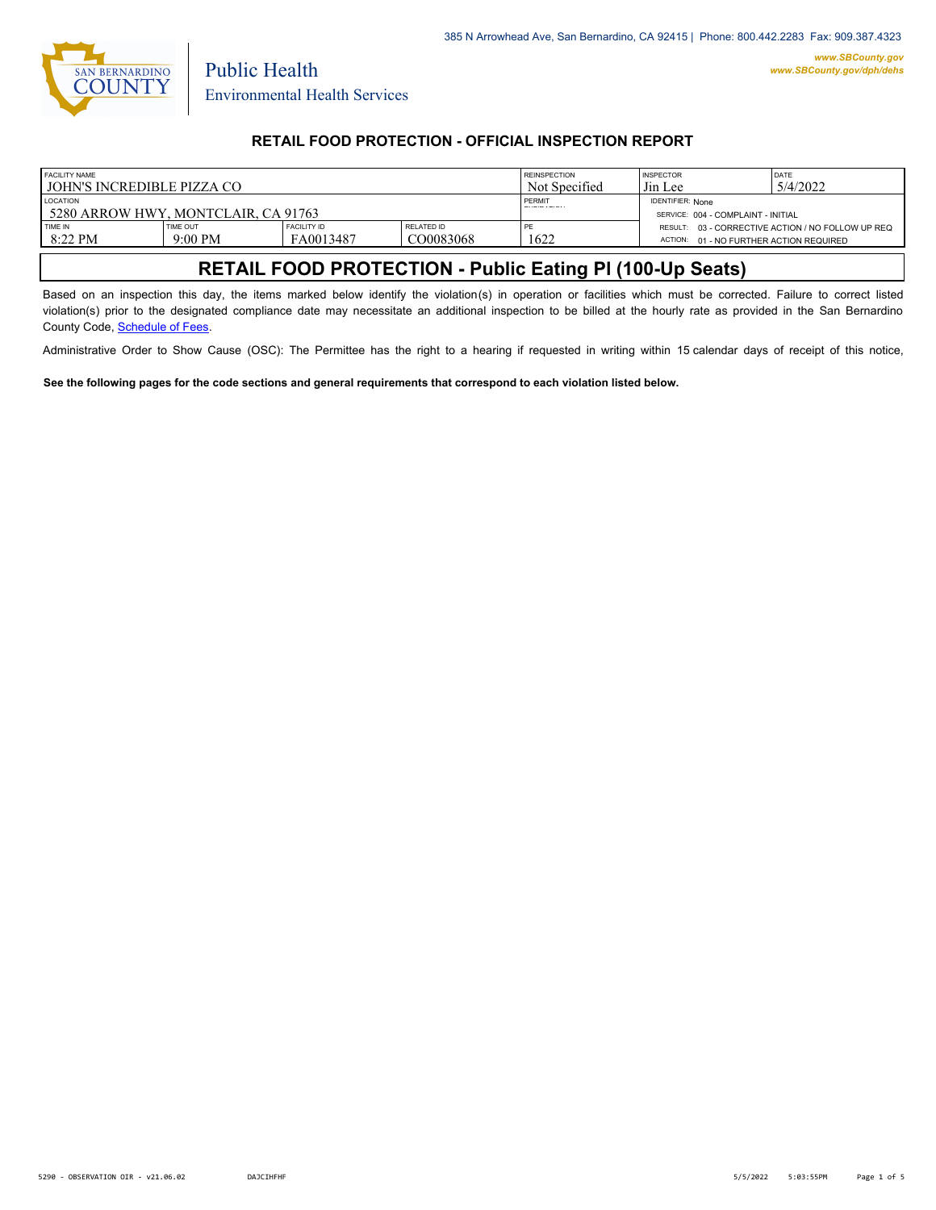385 N Arrowhead Ave, San Bernardino, CA 92415 | Phone: 800.442.2283 Fax: 909.387.4323

www.SBCounty.gov
www.SBCounty.gov/dph/dehs

Public Health
Environmental Health Services

## RETAIL FOOD PROTECTION - OFFICIAL INSPECTION REPORT

| FACILITY NAME | | | | REINSPECTION | INSPECTOR | DATE |
|---|---|---|---|---|---|---|
| JOHN'S INCREDIBLE PIZZA CO | | | | Not Specified | Jin Lee | 5/4/2022 |
| LOCATION | | | | PERMIT | IDENTIFIER: None | |
| 5280 ARROW HWY, MONTCLAIR, CA 91763 | | | | | SERVICE: 004 - COMPLAINT - INITIAL | |
| TIME IN | TIME OUT | FACILITY ID | RELATED ID | PE | RESULT: 03 - CORRECTIVE ACTION / NO FOLLOW UP REQ | |
| 8:22 PM | 9:00 PM | FA0013487 | CO0083068 | 1622 | ACTION: 01 - NO FURTHER ACTION REQUIRED | |

## RETAIL FOOD PROTECTION - Public Eating Pl (100-Up Seats)

Based on an inspection this day, the items marked below identify the violation(s) in operation or facilities which must be corrected. Failure to correct listed violation(s) prior to the designated compliance date may necessitate an additional inspection to be billed at the hourly rate as provided in the San Bernardino County Code, Schedule of Fees.

Administrative Order to Show Cause (OSC): The Permittee has the right to a hearing if requested in writing within 15 calendar days of receipt of this notice,

**See the following pages for the code sections and general requirements that correspond to each violation listed below.**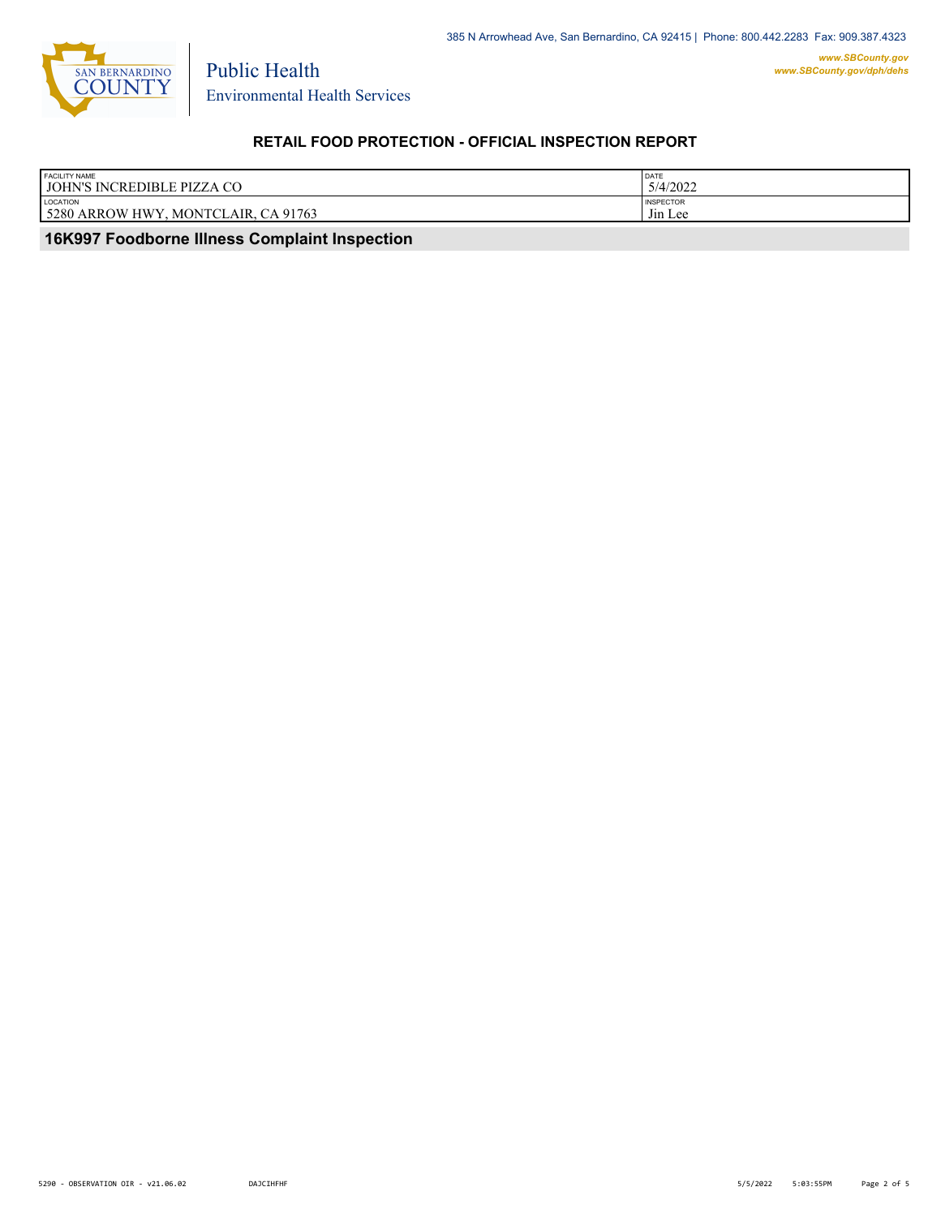385 N Arrowhead Ave, San Bernardino, CA 92415 | Phone: 800.442.2283 Fax: 909.387.4323

www.SBCounty.gov
www.SBCounty.gov/dph/dehs

SAN BERNARDINO COUNTY

Public Health
Environmental Health Services

## RETAIL FOOD PROTECTION - OFFICIAL INSPECTION REPORT

| FACILITY NAME | DATE |
|---|---|
| JOHN'S INCREDIBLE PIZZA CO | 5/4/2022 |
| **LOCATION** | **INSPECTOR** |
| 5280 ARROW HWY, MONTCLAIR, CA 91763 | Jin Lee |

### 16K997 Foodborne Illness Complaint Inspection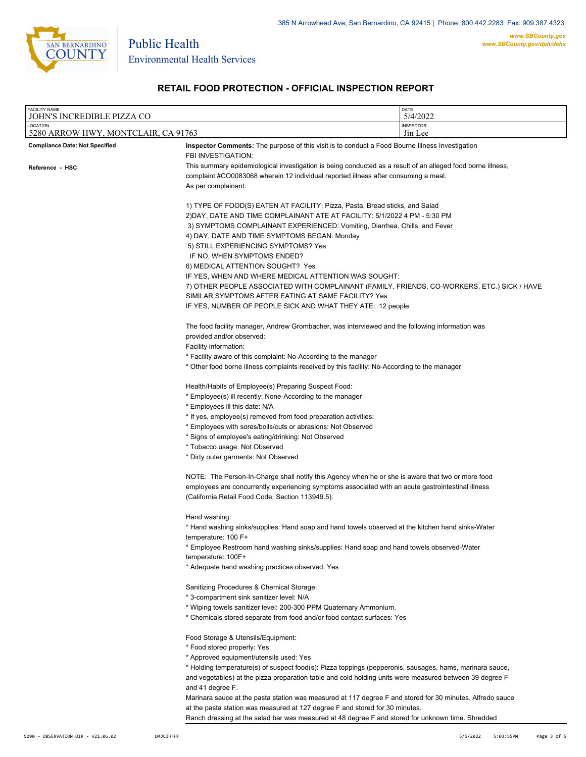**San Bernardino County**

**Public Health**
**Environmental Health Services**

385 N Arrowhead Ave, San Bernardino, CA 92415 | Phone: 800.442.2283 Fax: 909.387.4323
*www.SBCounty.gov*
*www.SBCounty.gov/dph/dehs*

## RETAIL FOOD PROTECTION - OFFICIAL INSPECTION REPORT

| FACILITY NAME | DATE |
|---|---|
| JOHN'S INCREDIBLE PIZZA CO | 5/4/2022 |
| **LOCATION** | **INSPECTOR** |
| 5280 ARROW HWY, MONTCLAIR, CA 91763 | Jin Lee |

**Compliance Date: Not Specified**

**Reference - HSC**

**Inspector Comments:** The purpose of this visit is to conduct a Food Bourne Illness Investigation
FBI INVESTIGATION:
This summary epidemiological investigation is being conducted as a result of an alleged food borne illness, complaint #CO0083068 wherein 12 individual reported illness after consuming a meal.
As per complainant:

1) TYPE OF FOOD(S) EATEN AT FACILITY: Pizza, Pasta, Bread sticks, and Salad
2)DAY, DATE AND TIME COMPLAINANT ATE AT FACILITY: 5/1/2022 4 PM - 5:30 PM
3) SYMPTOMS COMPLAINANT EXPERIENCED: Vomiting, Diarrhea, Chills, and Fever
4) DAY, DATE AND TIME SYMPTOMS BEGAN: Monday
5) STILL EXPERIENCING SYMPTOMS? Yes
IF NO, WHEN SYMPTOMS ENDED?
6) MEDICAL ATTENTION SOUGHT? Yes
IF YES, WHEN AND WHERE MEDICAL ATTENTION WAS SOUGHT:
7) OTHER PEOPLE ASSOCIATED WITH COMPLAINANT (FAMILY, FRIENDS, CO-WORKERS, ETC.) SICK / HAVE SIMILAR SYMPTOMS AFTER EATING AT SAME FACILITY? Yes
IF YES, NUMBER OF PEOPLE SICK AND WHAT THEY ATE: 12 people

The food facility manager, Andrew Grombacher, was interviewed and the following information was provided and/or observed:
Facility information:
* Facility aware of this complaint: No-According to the manager
* Other food borne illness complaints received by this facility: No-According to the manager

Health/Habits of Employee(s) Preparing Suspect Food:
* Employee(s) ill recently: None-According to the manager
* Employees ill this date: N/A
* If yes, employee(s) removed from food preparation activities:
* Employees with sores/boils/cuts or abrasions: Not Observed
* Signs of employee's eating/drinking: Not Observed
* Tobacco usage: Not Observed
* Dirty outer garments: Not Observed

NOTE: The Person-In-Charge shall notify this Agency when he or she is aware that two or more food employees are concurrently experiencing symptoms associated with an acute gastrointestinal illness (California Retail Food Code, Section 113949.5).

Hand washing:
* Hand washing sinks/supplies: Hand soap and hand towels observed at the kitchen hand sinks-Water temperature: 100 F+
* Employee Restroom hand washing sinks/supplies: Hand soap and hand towels observed-Water temperature: 100F+
* Adequate hand washing practices observed: Yes

Sanitizing Procedures & Chemical Storage:
* 3-compartment sink sanitizer level: N/A
* Wiping towels sanitizer level: 200-300 PPM Quaternary Ammonium.
* Chemicals stored separate from food and/or food contact surfaces: Yes

Food Storage & Utensils/Equipment:
* Food stored properly: Yes
* Approved equipment/utensils used: Yes
* Holding temperature(s) of suspect food(s): Pizza toppings (pepperonis, sausages, hams, marinara sauce, and vegetables) at the pizza preparation table and cold holding units were measured between 39 degree F and 41 degree F.
Marinara sauce at the pasta station was measured at 117 degree F and stored for 30 minutes. Alfredo sauce at the pasta station was measured at 127 degree F and stored for 30 minutes.
Ranch dressing at the salad bar was measured at 48 degree F and stored for unknown time. Shredded

5290 - OBSERVATION OIR - v21.06.02 DAJCIHFHF 5/5/2022 5:03:55PM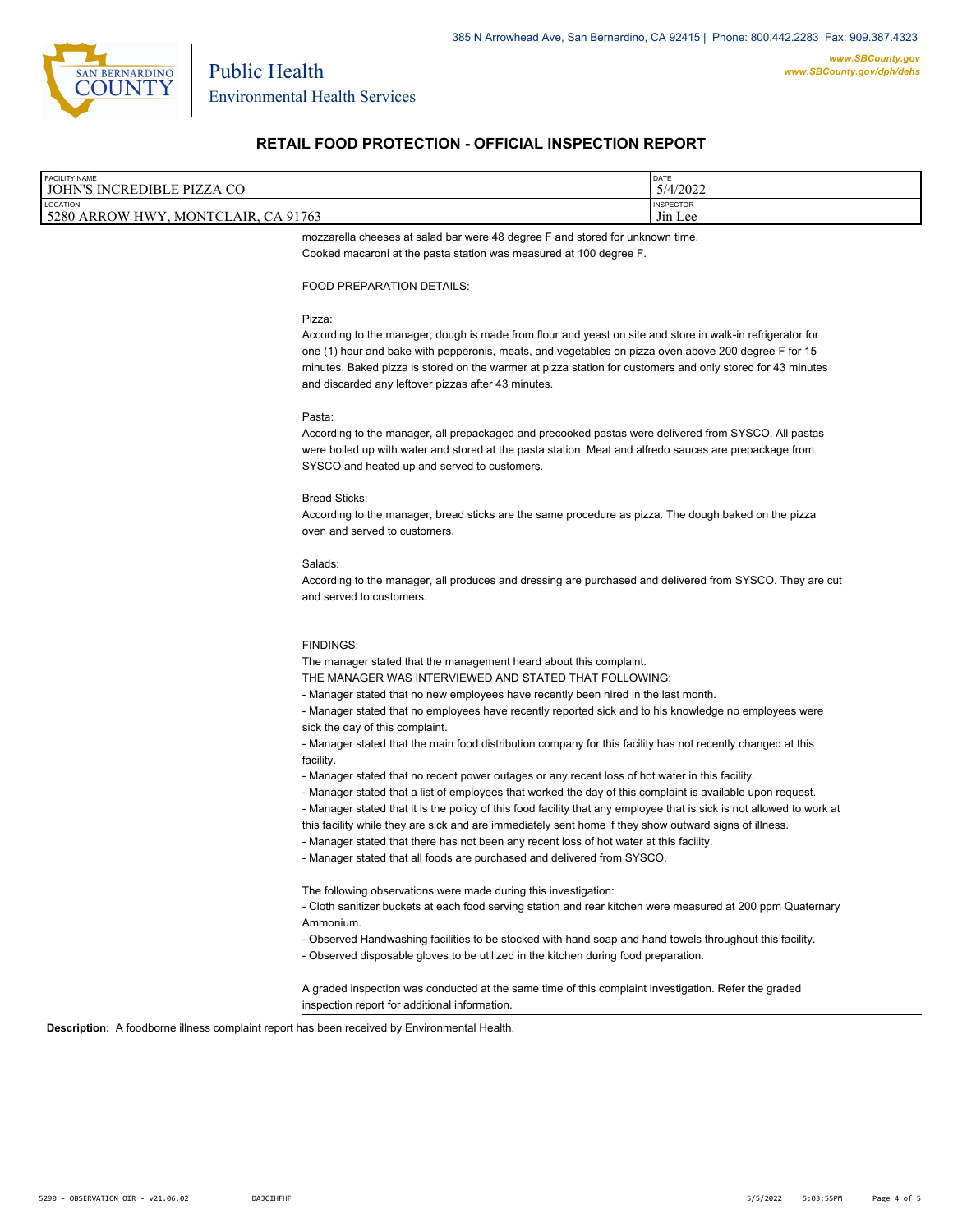# RETAIL FOOD PROTECTION - OFFICIAL INSPECTION REPORT

| FACILITY NAME | DATE |
| --- | --- |
| JOHN'S INCREDIBLE PIZZA CO | 5/4/2022 |
| **LOCATION** | **INSPECTOR** |
| 5280 ARROW HWY, MONTCLAIR, CA 91763 | Jin Lee |

mozzarella cheeses at salad bar were 48 degree F and stored for unknown time.
Cooked macaroni at the pasta station was measured at 100 degree F.

FOOD PREPARATION DETAILS:

Pizza:
According to the manager, dough is made from flour and yeast on site and store in walk-in refrigerator for one (1) hour and bake with pepperonis, meats, and vegetables on pizza oven above 200 degree F for 15 minutes. Baked pizza is stored on the warmer at pizza station for customers and only stored for 43 minutes and discarded any leftover pizzas after 43 minutes.

Pasta:
According to the manager, all prepackaged and precooked pastas were delivered from SYSCO. All pastas were boiled up with water and stored at the pasta station. Meat and alfredo sauces are prepackage from SYSCO and heated up and served to customers.

Bread Sticks:
According to the manager, bread sticks are the same procedure as pizza. The dough baked on the pizza oven and served to customers.

Salads:
According to the manager, all produces and dressing are purchased and delivered from SYSCO. They are cut and served to customers.

FINDINGS:
The manager stated that the management heard about this complaint.
THE MANAGER WAS INTERVIEWED AND STATED THAT FOLLOWING:
- Manager stated that no new employees have recently been hired in the last month.
- Manager stated that no employees have recently reported sick and to his knowledge no employees were sick the day of this complaint.
- Manager stated that the main food distribution company for this facility has not recently changed at this facility.
- Manager stated that no recent power outages or any recent loss of hot water in this facility.
- Manager stated that a list of employees that worked the day of this complaint is available upon request.
- Manager stated that it is the policy of this food facility that any employee that is sick is not allowed to work at this facility while they are sick and are immediately sent home if they show outward signs of illness.
- Manager stated that there has not been any recent loss of hot water at this facility.
- Manager stated that all foods are purchased and delivered from SYSCO.

The following observations were made during this investigation:
- Cloth sanitizer buckets at each food serving station and rear kitchen were measured at 200 ppm Quaternary Ammonium.
- Observed Handwashing facilities to be stocked with hand soap and hand towels throughout this facility.
- Observed disposable gloves to be utilized in the kitchen during food preparation.

A graded inspection was conducted at the same time of this complaint investigation. Refer the graded inspection report for additional information.

**Description:** A foodborne illness complaint report has been received by Environmental Health.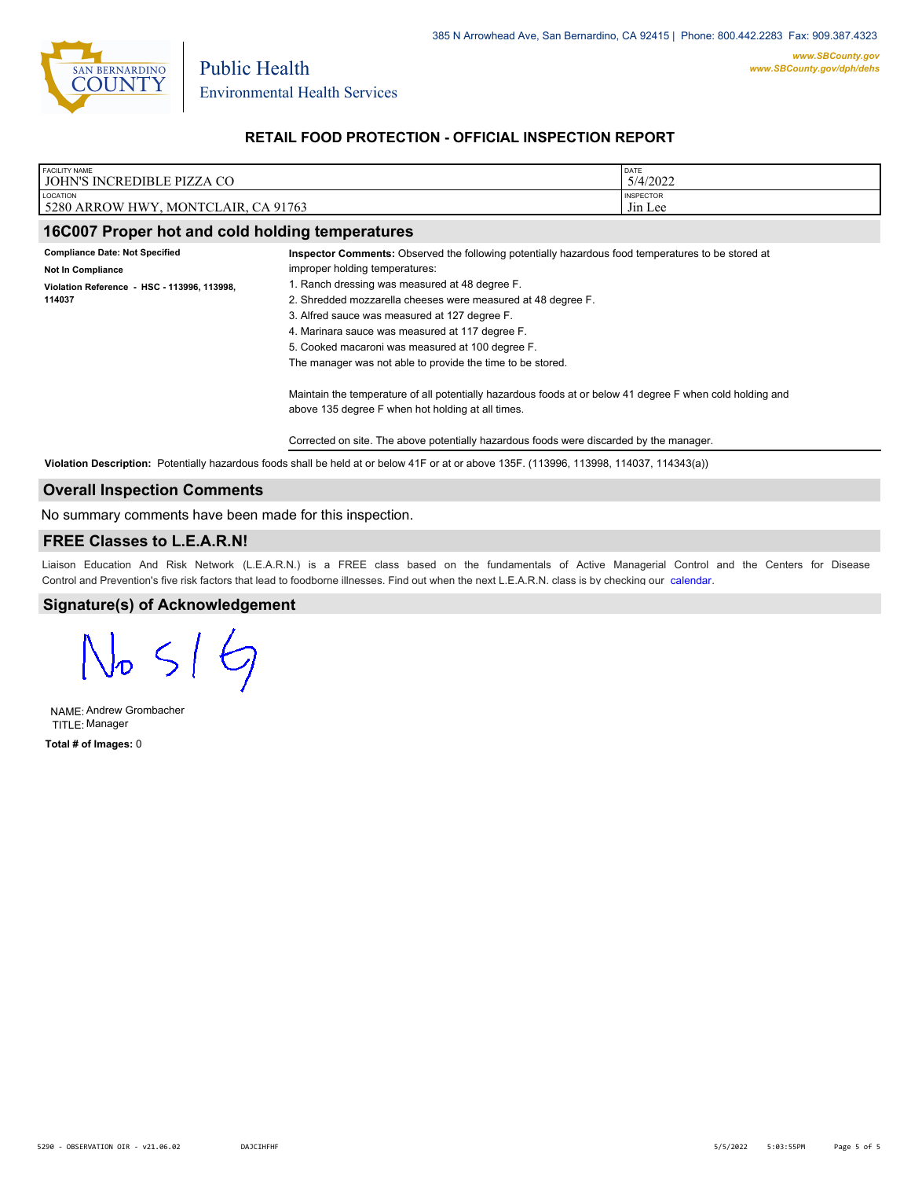385 N Arrowhead Ave, San Bernardino, CA 92415 | Phone: 800.442.2283 Fax: 909.387.4323

www.SBCounty.gov
www.SBCounty.gov/dph/dehs

SAN BERNARDINO COUNTY

Public Health
Environmental Health Services

## RETAIL FOOD PROTECTION - OFFICIAL INSPECTION REPORT

| FACILITY NAME | DATE |
|---|---|
| JOHN'S INCREDIBLE PIZZA CO | 5/4/2022 |
| LOCATION | INSPECTOR |
| 5280 ARROW HWY, MONTCLAIR, CA 91763 | Jin Lee |

## 16C007 Proper hot and cold holding temperatures

**Compliance Date: Not Specified**

**Not In Compliance**

**Violation Reference - HSC - 113996, 113998, 114037**

**Inspector Comments:** Observed the following potentially hazardous food temperatures to be stored at improper holding temperatures:

1. Ranch dressing was measured at 48 degree F.
2. Shredded mozzarella cheeses were measured at 48 degree F.
3. Alfred sauce was measured at 127 degree F.
4. Marinara sauce was measured at 117 degree F.
5. Cooked macaroni was measured at 100 degree F.

The manager was not able to provide the time to be stored.

Maintain the temperature of all potentially hazardous foods at or below 41 degree F when cold holding and above 135 degree F when hot holding at all times.

Corrected on site. The above potentially hazardous foods were discarded by the manager.

**Violation Description:** Potentially hazardous foods shall be held at or below 41F or at or above 135F. (113996, 113998, 114037, 114343(a))

## Overall Inspection Comments

No summary comments have been made for this inspection.

## FREE Classes to L.E.A.R.N!

Liaison Education And Risk Network (L.E.A.R.N.) is a FREE class based on the fundamentals of Active Managerial Control and the Centers for Disease Control and Prevention's five risk factors that lead to foodborne illnesses. Find out when the next L.E.A.R.N. class is by checking our calendar.

## Signature(s) of Acknowledgement

No S/G

NAME: Andrew Grombacher
TITLE: Manager

**Total # of Images:** 0

5290 - OBSERVATION OIR - v21.06.02 DAJCIHFHF 5/5/2022 5:03:55PM